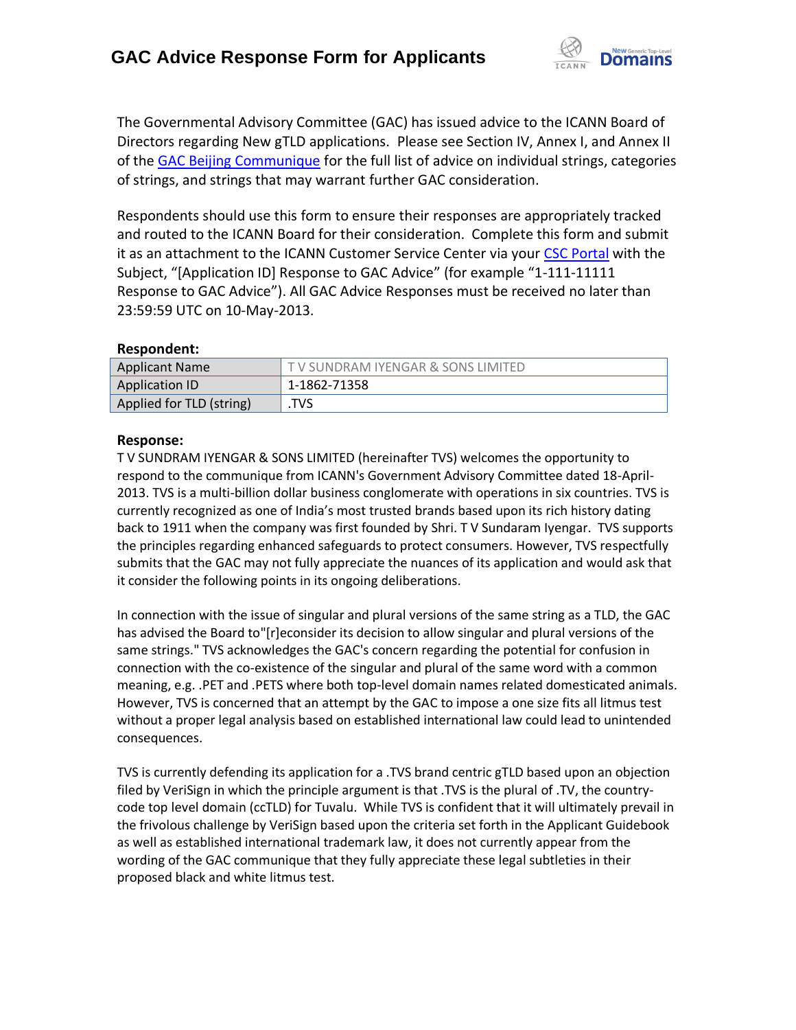# GAC Advice Response Form for Applicants

The Governmental Advisory Committee (GAC) has issued advice to the ICANN Board of Directors regarding New gTLD applications. Please see Section IV, Annex I, and Annex II of the GAC Beijing Communique for the full list of advice on individual strings, categories of strings, and strings that may warrant further GAC consideration.

Respondents should use this form to ensure their responses are appropriately tracked and routed to the ICANN Board for their consideration. Complete this form and submit it as an attachment to the ICANN Customer Service Center via your CSC Portal with the Subject, "[Application ID] Response to GAC Advice" (for example "1-111-11111 Response to GAC Advice"). All GAC Advice Responses must be received no later than 23:59:59 UTC on 10-May-2013.

**Respondent:**

| | |
|---|---|
| Applicant Name | T V SUNDRAM IYENGAR & SONS LIMITED |
| Application ID | 1-1862-71358 |
| Applied for TLD (string) | .TVS |

**Response:**

T V SUNDRAM IYENGAR & SONS LIMITED (hereinafter TVS) welcomes the opportunity to respond to the communique from ICANN's Government Advisory Committee dated 18-April-2013. TVS is a multi-billion dollar business conglomerate with operations in six countries. TVS is currently recognized as one of India's most trusted brands based upon its rich history dating back to 1911 when the company was first founded by Shri. T V Sundaram Iyengar. TVS supports the principles regarding enhanced safeguards to protect consumers. However, TVS respectfully submits that the GAC may not fully appreciate the nuances of its application and would ask that it consider the following points in its ongoing deliberations.

In connection with the issue of singular and plural versions of the same string as a TLD, the GAC has advised the Board to"[r]econsider its decision to allow singular and plural versions of the same strings." TVS acknowledges the GAC's concern regarding the potential for confusion in connection with the co-existence of the singular and plural of the same word with a common meaning, e.g. .PET and .PETS where both top-level domain names related domesticated animals. However, TVS is concerned that an attempt by the GAC to impose a one size fits all litmus test without a proper legal analysis based on established international law could lead to unintended consequences.

TVS is currently defending its application for a .TVS brand centric gTLD based upon an objection filed by VeriSign in which the principle argument is that .TVS is the plural of .TV, the country-code top level domain (ccTLD) for Tuvalu. While TVS is confident that it will ultimately prevail in the frivolous challenge by VeriSign based upon the criteria set forth in the Applicant Guidebook as well as established international trademark law, it does not currently appear from the wording of the GAC communique that they fully appreciate these legal subtleties in their proposed black and white litmus test.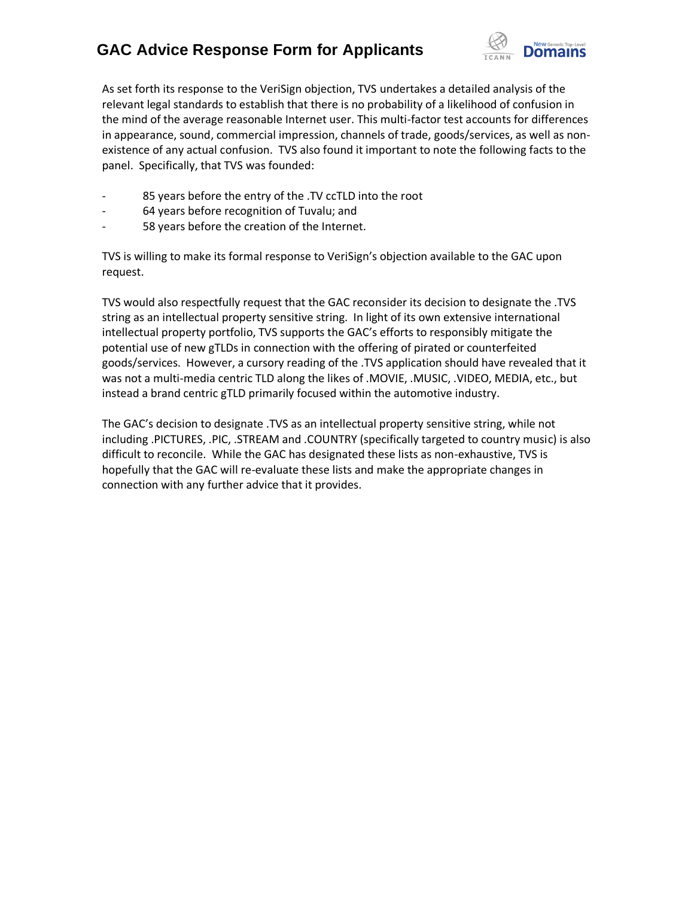As set forth its response to the VeriSign objection, TVS undertakes a detailed analysis of the relevant legal standards to establish that there is no probability of a likelihood of confusion in the mind of the average reasonable Internet user. This multi-factor test accounts for differences in appearance, sound, commercial impression, channels of trade, goods/services, as well as non-existence of any actual confusion. TVS also found it important to note the following facts to the panel. Specifically, that TVS was founded:

- 85 years before the entry of the .TV ccTLD into the root
- 64 years before recognition of Tuvalu; and
- 58 years before the creation of the Internet.

TVS is willing to make its formal response to VeriSign's objection available to the GAC upon request.

TVS would also respectfully request that the GAC reconsider its decision to designate the .TVS string as an intellectual property sensitive string. In light of its own extensive international intellectual property portfolio, TVS supports the GAC's efforts to responsibly mitigate the potential use of new gTLDs in connection with the offering of pirated or counterfeited goods/services. However, a cursory reading of the .TVS application should have revealed that it was not a multi-media centric TLD along the likes of .MOVIE, .MUSIC, .VIDEO, MEDIA, etc., but instead a brand centric gTLD primarily focused within the automotive industry.

The GAC's decision to designate .TVS as an intellectual property sensitive string, while not including .PICTURES, .PIC, .STREAM and .COUNTRY (specifically targeted to country music) is also difficult to reconcile. While the GAC has designated these lists as non-exhaustive, TVS is hopefully that the GAC will re-evaluate these lists and make the appropriate changes in connection with any further advice that it provides.